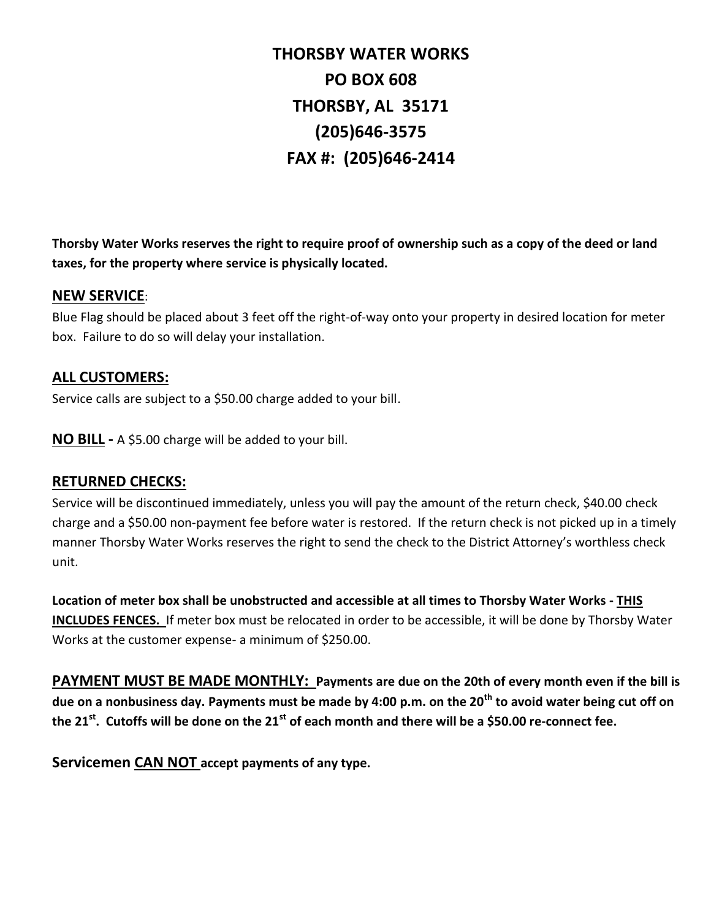# THORSBY WATER WORKS
# PO BOX 608
# THORSBY, AL 35171
# (205)646-3575
# FAX #: (205)646-2414

**Thorsby Water Works reserves the right to require proof of ownership such as a copy of the deed or land taxes, for the property where service is physically located.**

## NEW SERVICE:

Blue Flag should be placed about 3 feet off the right-of-way onto your property in desired location for meter box. Failure to do so will delay your installation.

## ALL CUSTOMERS:

Service calls are subject to a $50.00 charge added to your bill.

**NO BILL -** A $5.00 charge will be added to your bill.

## RETURNED CHECKS:

Service will be discontinued immediately, unless you will pay the amount of the return check, $40.00 check charge and a $50.00 non-payment fee before water is restored. If the return check is not picked up in a timely manner Thorsby Water Works reserves the right to send the check to the District Attorney's worthless check unit.

**Location of meter box shall be unobstructed and accessible at all times to Thorsby Water Works - THIS INCLUDES FENCES.** If meter box must be relocated in order to be accessible, it will be done by Thorsby Water Works at the customer expense- a minimum of $250.00.

**PAYMENT MUST BE MADE MONTHLY: Payments are due on the 20th of every month even if the bill is due on a nonbusiness day. Payments must be made by 4:00 p.m. on the 20th to avoid water being cut off on the 21st. Cutoffs will be done on the 21st of each month and there will be a $50.00 re-connect fee.**

**Servicemen CAN NOT accept payments of any type.**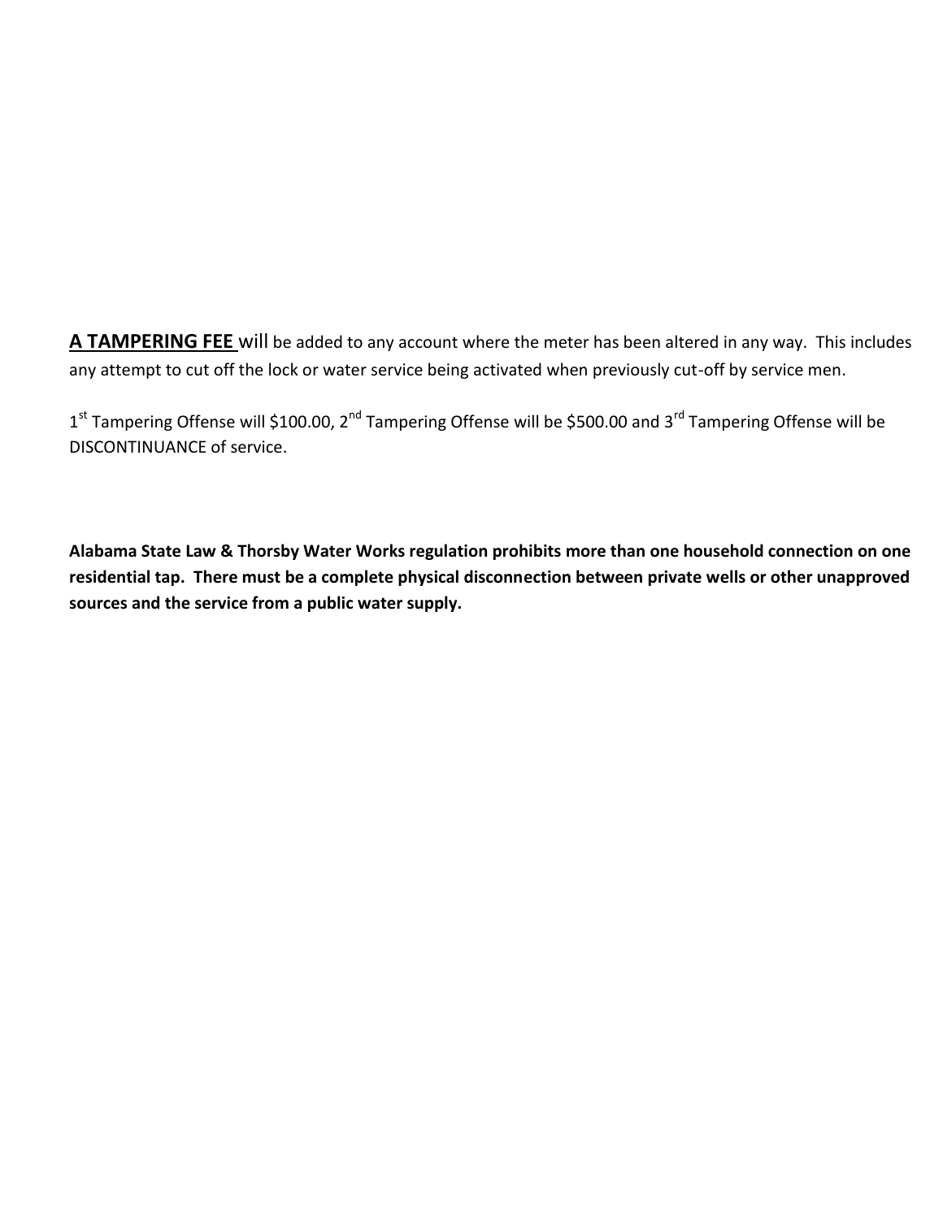**<u>A TAMPERING FEE</u>** will be added to any account where the meter has been altered in any way. This includes any attempt to cut off the lock or water service being activated when previously cut-off by service men.

1st Tampering Offense will \$100.00, 2nd Tampering Offense will be \$500.00 and 3rd Tampering Offense will be DISCONTINUANCE of service.

**Alabama State Law & Thorsby Water Works regulation prohibits more than one household connection on one residential tap. There must be a complete physical disconnection between private wells or other unapproved sources and the service from a public water supply.**